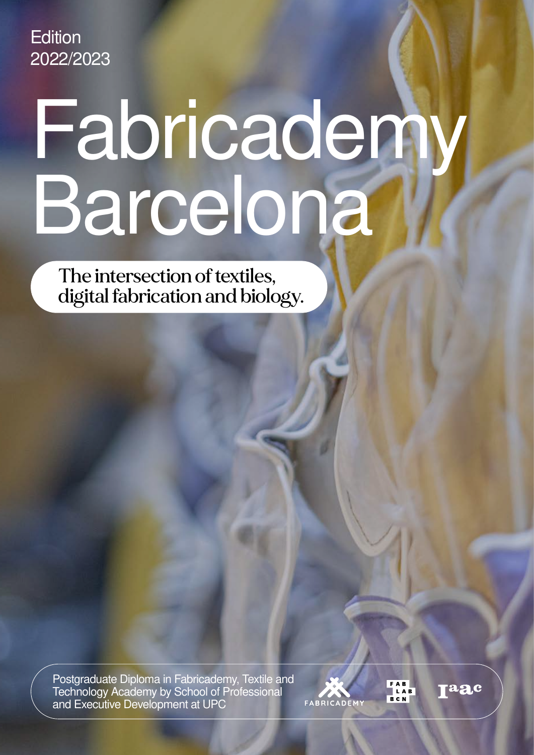Edition
2022/2023

# Fabricademy Barcelona

The intersection of textiles, digital fabrication and biology.

Postgraduate Diploma in Fabricademy, Textile and Technology Academy by School of Professional and Executive Development at UPC

FABRICADEMY

FAB LAB BCN

Iaac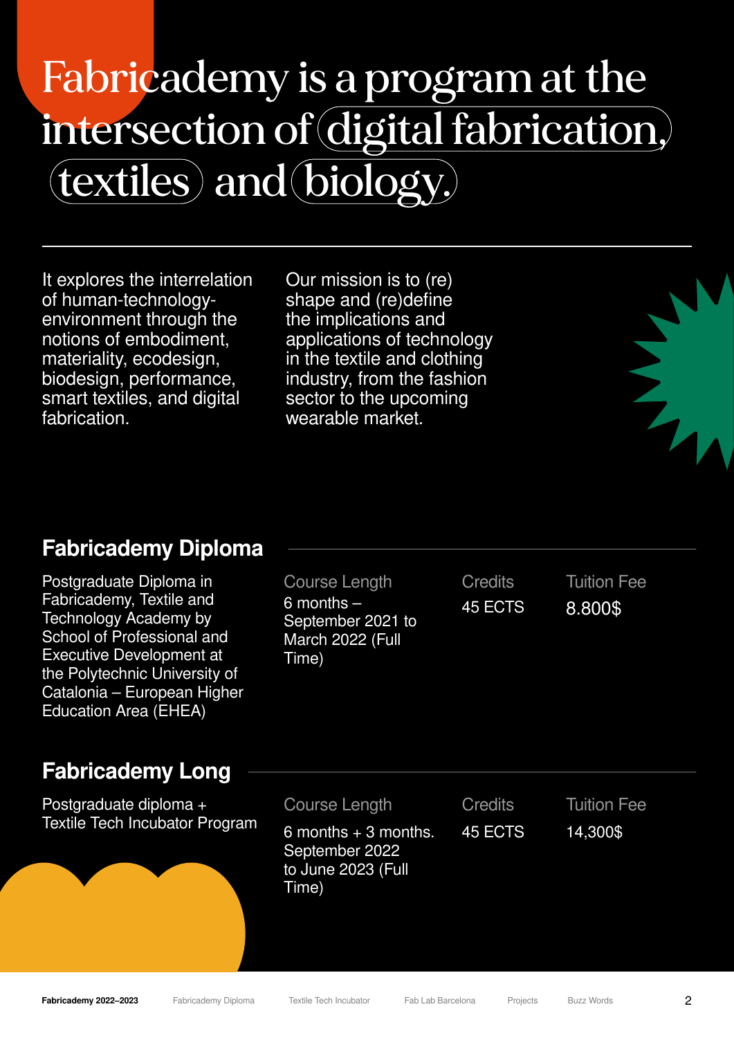# Fabricademy is a program at the intersection of digital fabrication, textiles and biology.

It explores the interrelation of human-technology-environment through the notions of embodiment, materiality, ecodesign, biodesign, performance, smart textiles, and digital fabrication.

Our mission is to (re) shape and (re)define the implications and applications of technology in the textile and clothing industry, from the fashion sector to the upcoming wearable market.

## Fabricademy Diploma

Postgraduate Diploma in Fabricademy, Textile and Technology Academy by School of Professional and Executive Development at the Polytechnic University of Catalonia – European Higher Education Area (EHEA)

| Course Length | Credits | Tuition Fee |
| --- | --- | --- |
| 6 months – September 2021 to March 2022 (Full Time) | 45 ECTS | 8.800$ |

## Fabricademy Long

Postgraduate diploma + Textile Tech Incubator Program

| Course Length | Credits | Tuition Fee |
| --- | --- | --- |
| 6 months + 3 months. September 2022 to June 2023 (Full Time) | 45 ECTS | 14,300$ |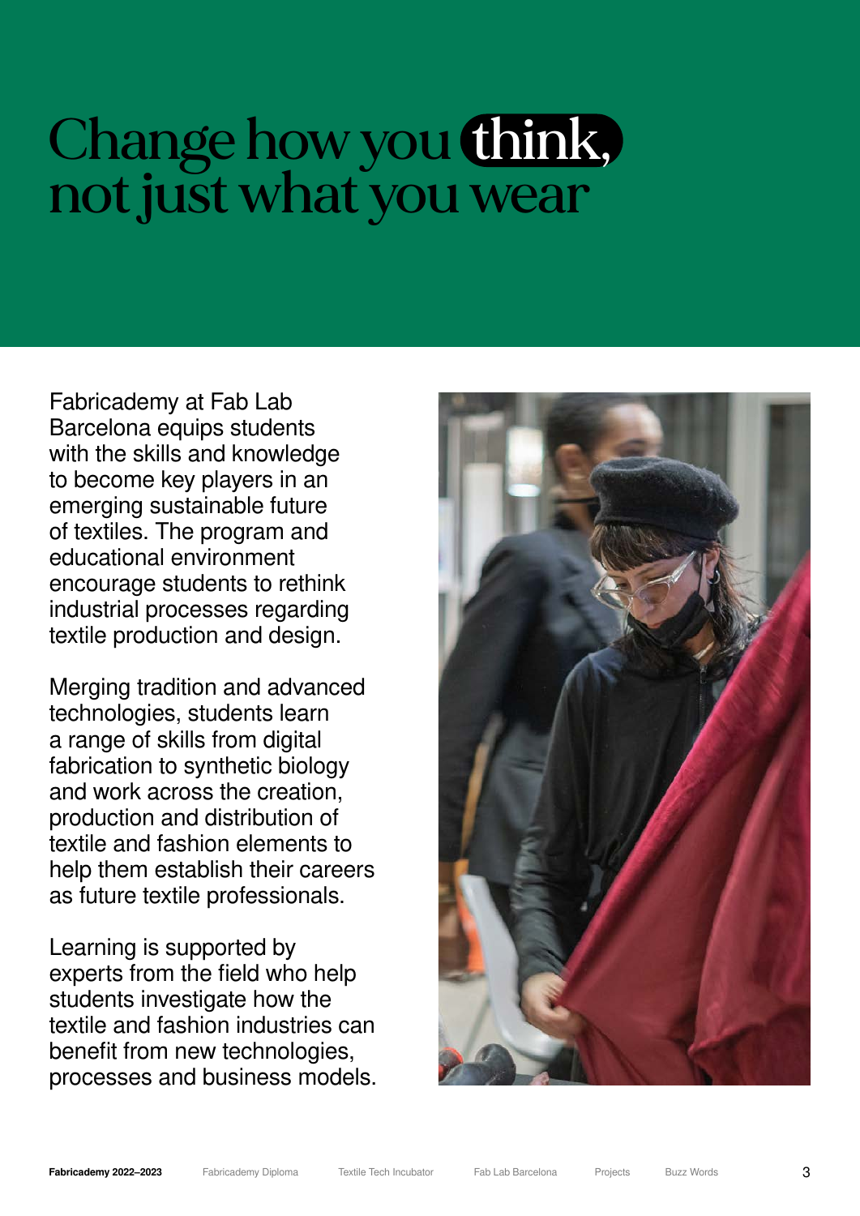# Change how you think, not just what you wear

Fabricademy at Fab Lab Barcelona equips students with the skills and knowledge to become key players in an emerging sustainable future of textiles. The program and educational environment encourage students to rethink industrial processes regarding textile production and design.

Merging tradition and advanced technologies, students learn a range of skills from digital fabrication to synthetic biology and work across the creation, production and distribution of textile and fashion elements to help them establish their careers as future textile professionals.

Learning is supported by experts from the field who help students investigate how the textile and fashion industries can benefit from new technologies, processes and business models.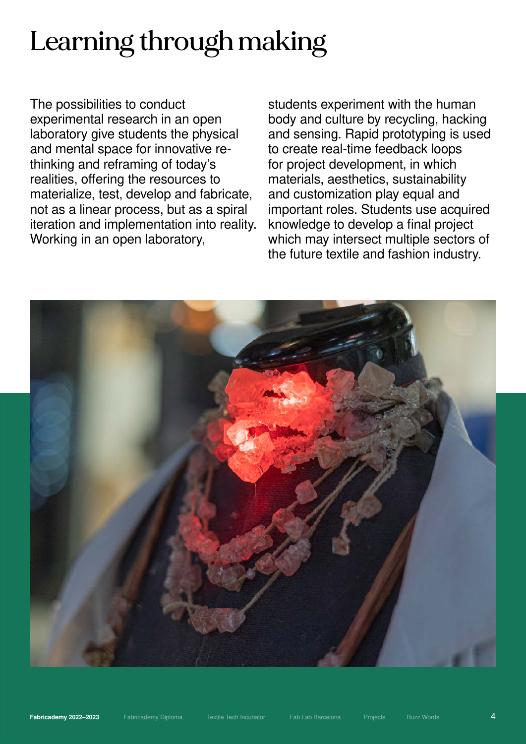# Learning through making

The possibilities to conduct experimental research in an open laboratory give students the physical and mental space for innovative re-thinking and reframing of today's realities, offering the resources to materialize, test, develop and fabricate, not as a linear process, but as a spiral iteration and implementation into reality. Working in an open laboratory, students experiment with the human body and culture by recycling, hacking and sensing. Rapid prototyping is used to create real-time feedback loops for project development, in which materials, aesthetics, sustainability and customization play equal and important roles. Students use acquired knowledge to develop a final project which may intersect multiple sectors of the future textile and fashion industry.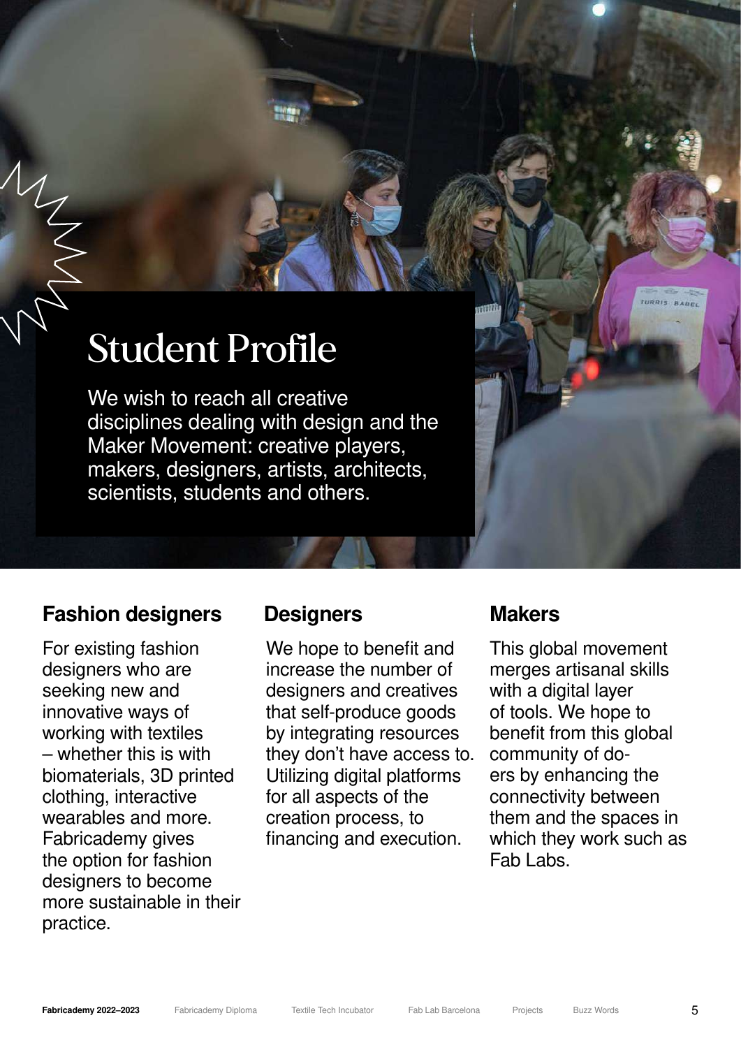# Student Profile

We wish to reach all creative disciplines dealing with design and the Maker Movement: creative players, makers, designers, artists, architects, scientists, students and others.

### Fashion designers

For existing fashion designers who are seeking new and innovative ways of working with textiles – whether this is with biomaterials, 3D printed clothing, interactive wearables and more. Fabricademy gives the option for fashion designers to become more sustainable in their practice.

### Designers

We hope to benefit and increase the number of designers and creatives that self-produce goods by integrating resources they don't have access to. Utilizing digital platforms for all aspects of the creation process, to financing and execution.

### Makers

This global movement merges artisanal skills with a digital layer of tools. We hope to benefit from this global community of do-ers by enhancing the connectivity between them and the spaces in which they work such as Fab Labs.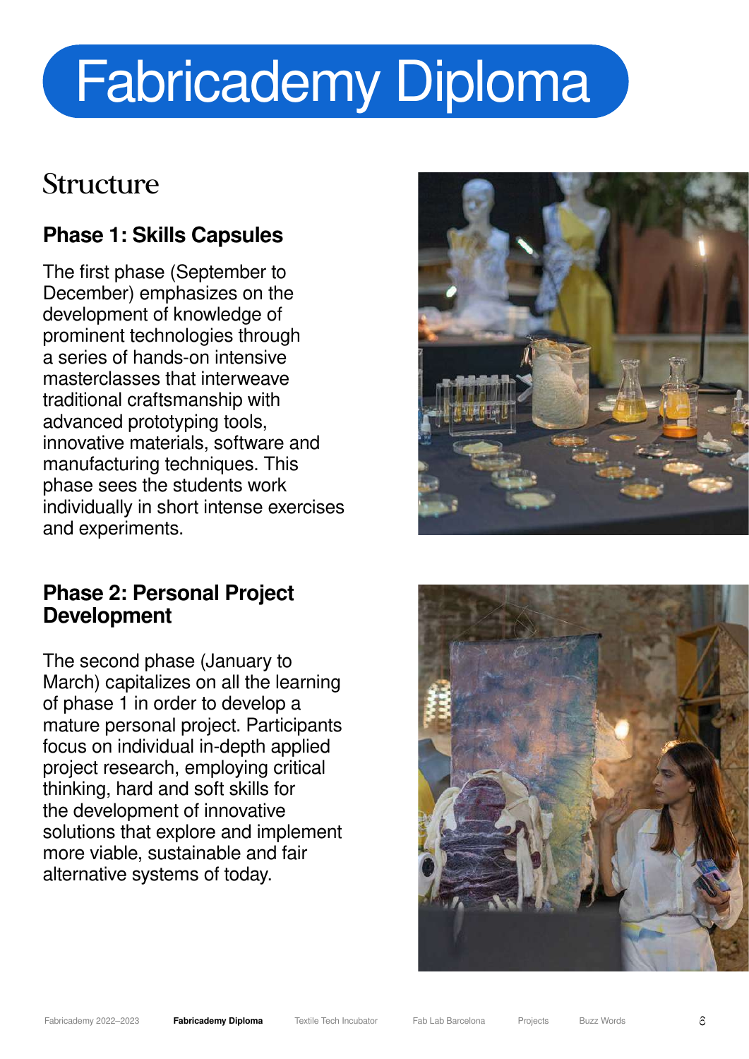# Fabricademy Diploma

## Structure

### Phase 1: Skills Capsules

The first phase (September to December) emphasizes on the development of knowledge of prominent technologies through a series of hands-on intensive masterclasses that interweave traditional craftsmanship with advanced prototyping tools, innovative materials, software and manufacturing techniques. This phase sees the students work individually in short intense exercises and experiments.

### Phase 2: Personal Project Development

The second phase (January to March) capitalizes on all the learning of phase 1 in order to develop a mature personal project. Participants focus on individual in-depth applied project research, employing critical thinking, hard and soft skills for the development of innovative solutions that explore and implement more viable, sustainable and fair alternative systems of today.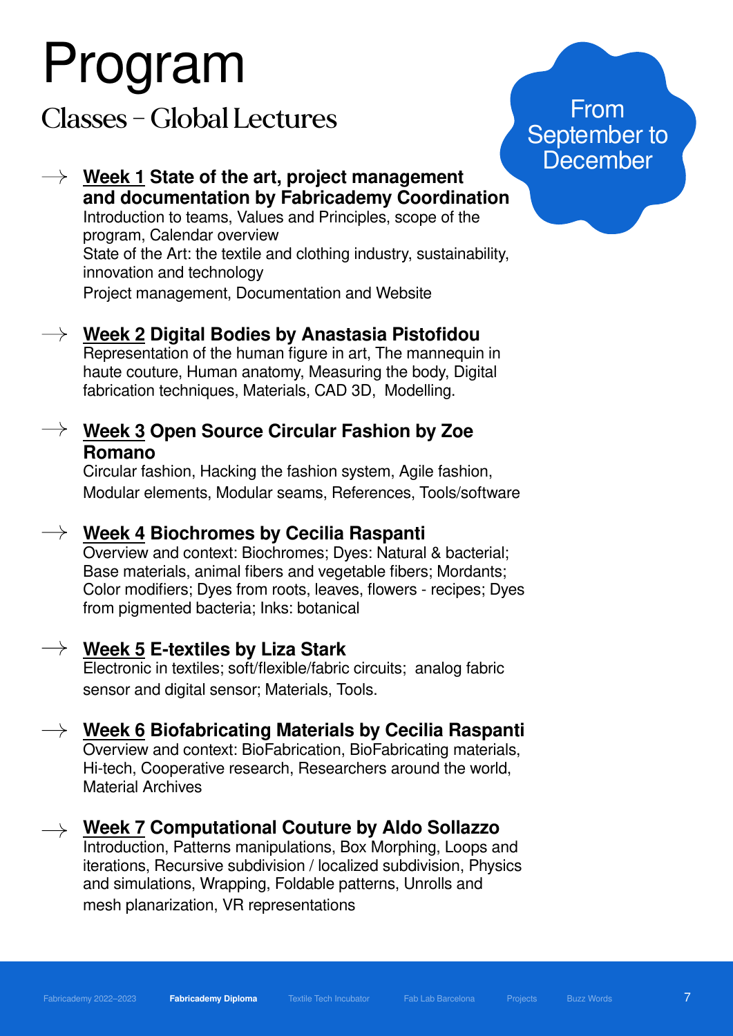# Program

## Classes – Global Lectures

From September to December

→ **Week 1 State of the art, project management and documentation by Fabricademy Coordination**
Introduction to teams, Values and Principles, scope of the program, Calendar overview
State of the Art: the textile and clothing industry, sustainability, innovation and technology
Project management, Documentation and Website

→ **Week 2 Digital Bodies by Anastasia Pistofidou**
Representation of the human figure in art, The mannequin in haute couture, Human anatomy, Measuring the body, Digital fabrication techniques, Materials, CAD 3D, Modelling.

→ **Week 3 Open Source Circular Fashion by Zoe Romano**
Circular fashion, Hacking the fashion system, Agile fashion, Modular elements, Modular seams, References, Tools/software

→ **Week 4 Biochromes by Cecilia Raspanti**
Overview and context: Biochromes; Dyes: Natural & bacterial; Base materials, animal fibers and vegetable fibers; Mordants; Color modifiers; Dyes from roots, leaves, flowers - recipes; Dyes from pigmented bacteria; Inks: botanical

→ **Week 5 E-textiles by Liza Stark**
Electronic in textiles; soft/flexible/fabric circuits; analog fabric sensor and digital sensor; Materials, Tools.

→ **Week 6 Biofabricating Materials by Cecilia Raspanti**
Overview and context: BioFabrication, BioFabricating materials, Hi-tech, Cooperative research, Researchers around the world, Material Archives

→ **Week 7 Computational Couture by Aldo Sollazzo**
Introduction, Patterns manipulations, Box Morphing, Loops and iterations, Recursive subdivision / localized subdivision, Physics and simulations, Wrapping, Foldable patterns, Unrolls and mesh planarization, VR representations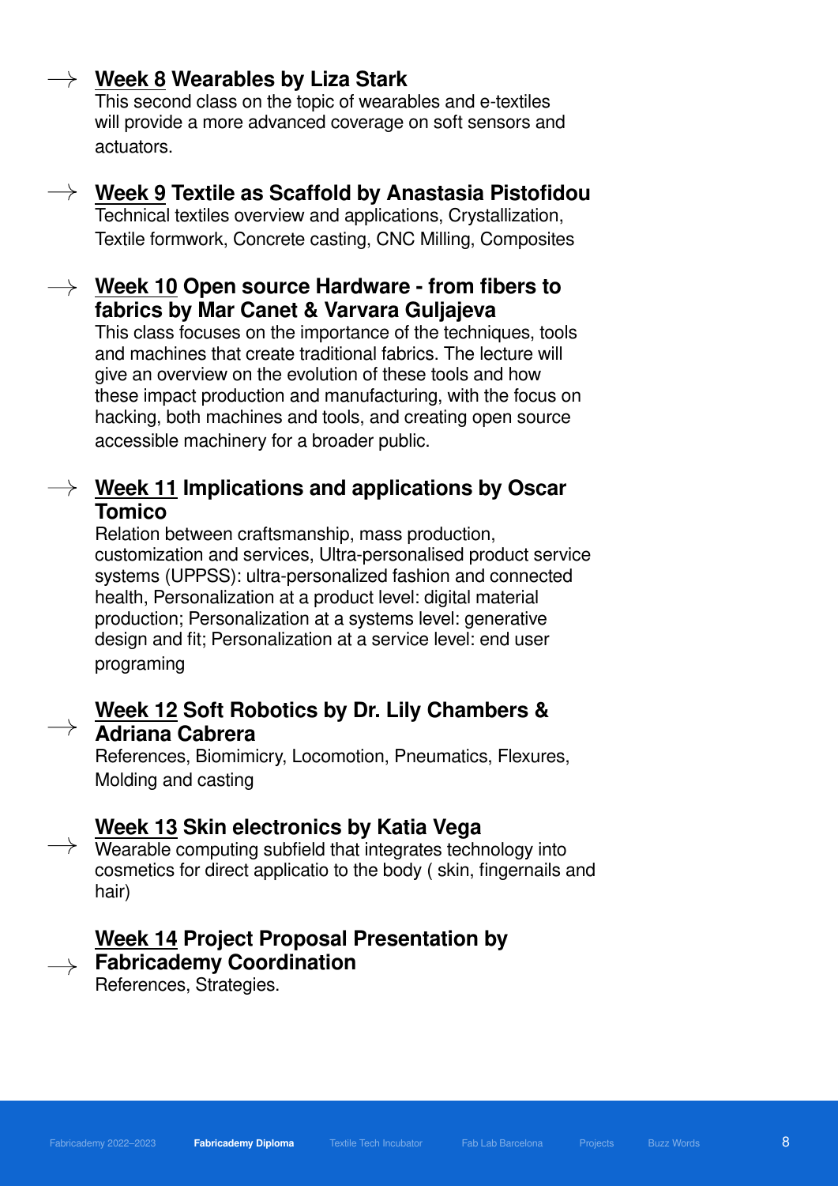→ **Week 8 Wearables by Liza Stark**

This second class on the topic of wearables and e-textiles will provide a more advanced coverage on soft sensors and actuators.

→ **Week 9 Textile as Scaffold by Anastasia Pistofidou**

Technical textiles overview and applications, Crystallization, Textile formwork, Concrete casting, CNC Milling, Composites

→ **Week 10 Open source Hardware - from fibers to fabrics by Mar Canet & Varvara Guljajeva**

This class focuses on the importance of the techniques, tools and machines that create traditional fabrics. The lecture will give an overview on the evolution of these tools and how these impact production and manufacturing, with the focus on hacking, both machines and tools, and creating open source accessible machinery for a broader public.

→ **Week 11 Implications and applications by Oscar Tomico**

Relation between craftsmanship, mass production, customization and services, Ultra-personalised product service systems (UPPSS): ultra-personalized fashion and connected health, Personalization at a product level: digital material production; Personalization at a systems level: generative design and fit; Personalization at a service level: end user programing

→ **Week 12 Soft Robotics by Dr. Lily Chambers & Adriana Cabrera**

References, Biomimicry, Locomotion, Pneumatics, Flexures, Molding and casting

→ **Week 13 Skin electronics by Katia Vega**

Wearable computing subfield that integrates technology into cosmetics for direct applicatio to the body ( skin, fingernails and hair)

→ **Week 14 Project Proposal Presentation by Fabricademy Coordination**

References, Strategies.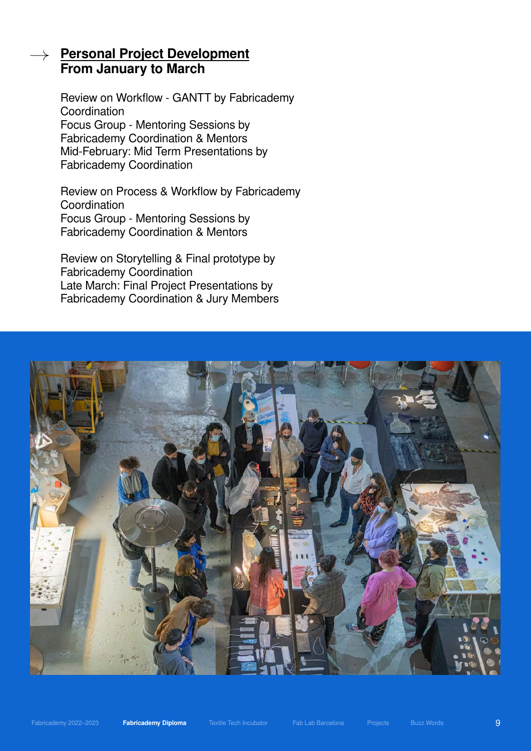## → Personal Project Development
## From January to March

Review on Workflow - GANTT by Fabricademy Coordination
Focus Group - Mentoring Sessions by Fabricademy Coordination & Mentors
Mid-February: Mid Term Presentations by Fabricademy Coordination

Review on Process & Workflow by Fabricademy Coordination
Focus Group - Mentoring Sessions by Fabricademy Coordination & Mentors

Review on Storytelling & Final prototype by Fabricademy Coordination
Late March: Final Project Presentations by Fabricademy Coordination & Jury Members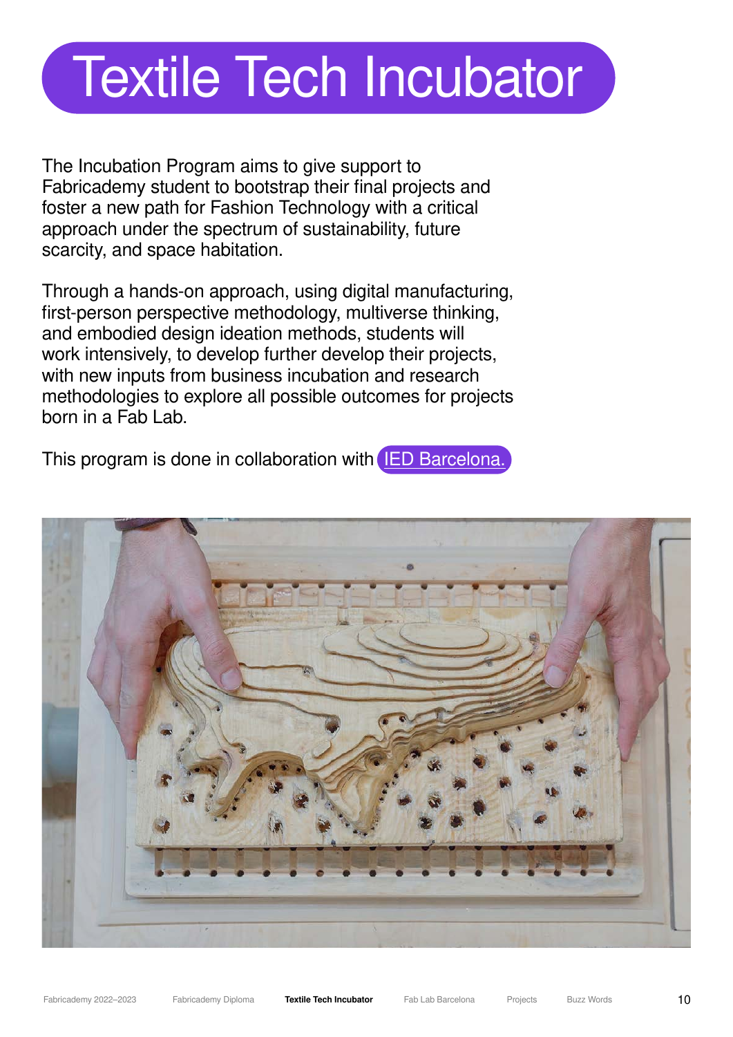# Textile Tech Incubator

The Incubation Program aims to give support to Fabricademy student to bootstrap their final projects and foster a new path for Fashion Technology with a critical approach under the spectrum of sustainability, future scarcity, and space habitation.

Through a hands-on approach, using digital manufacturing, first-person perspective methodology, multiverse thinking, and embodied design ideation methods, students will work intensively, to develop further develop their projects, with new inputs from business incubation and research methodologies to explore all possible outcomes for projects born in a Fab Lab.

This program is done in collaboration with IED Barcelona.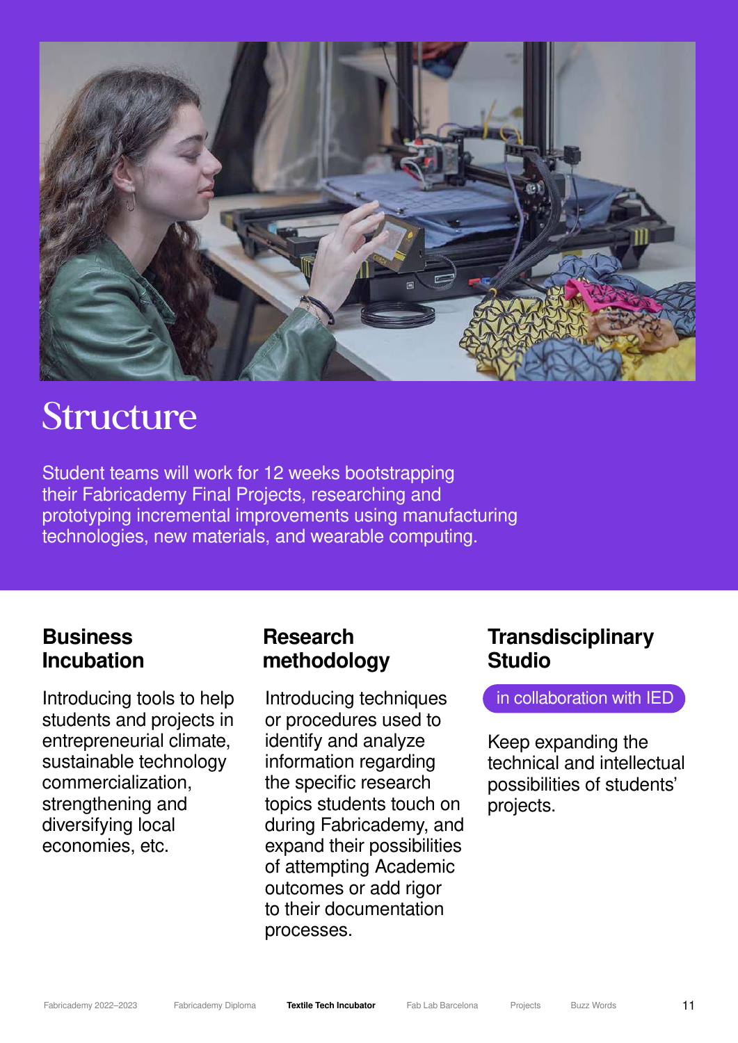# Structure

Student teams will work for 12 weeks bootstrapping their Fabricademy Final Projects, researching and prototyping incremental improvements using manufacturing technologies, new materials, and wearable computing.

## Business Incubation

Introducing tools to help students and projects in entrepreneurial climate, sustainable technology commercialization, strengthening and diversifying local economies, etc.

## Research methodology

Introducing techniques or procedures used to identify and analyze information regarding the specific research topics students touch on during Fabricademy, and expand their possibilities of attempting Academic outcomes or add rigor to their documentation processes.

## Transdisciplinary Studio

in collaboration with IED

Keep expanding the technical and intellectual possibilities of students' projects.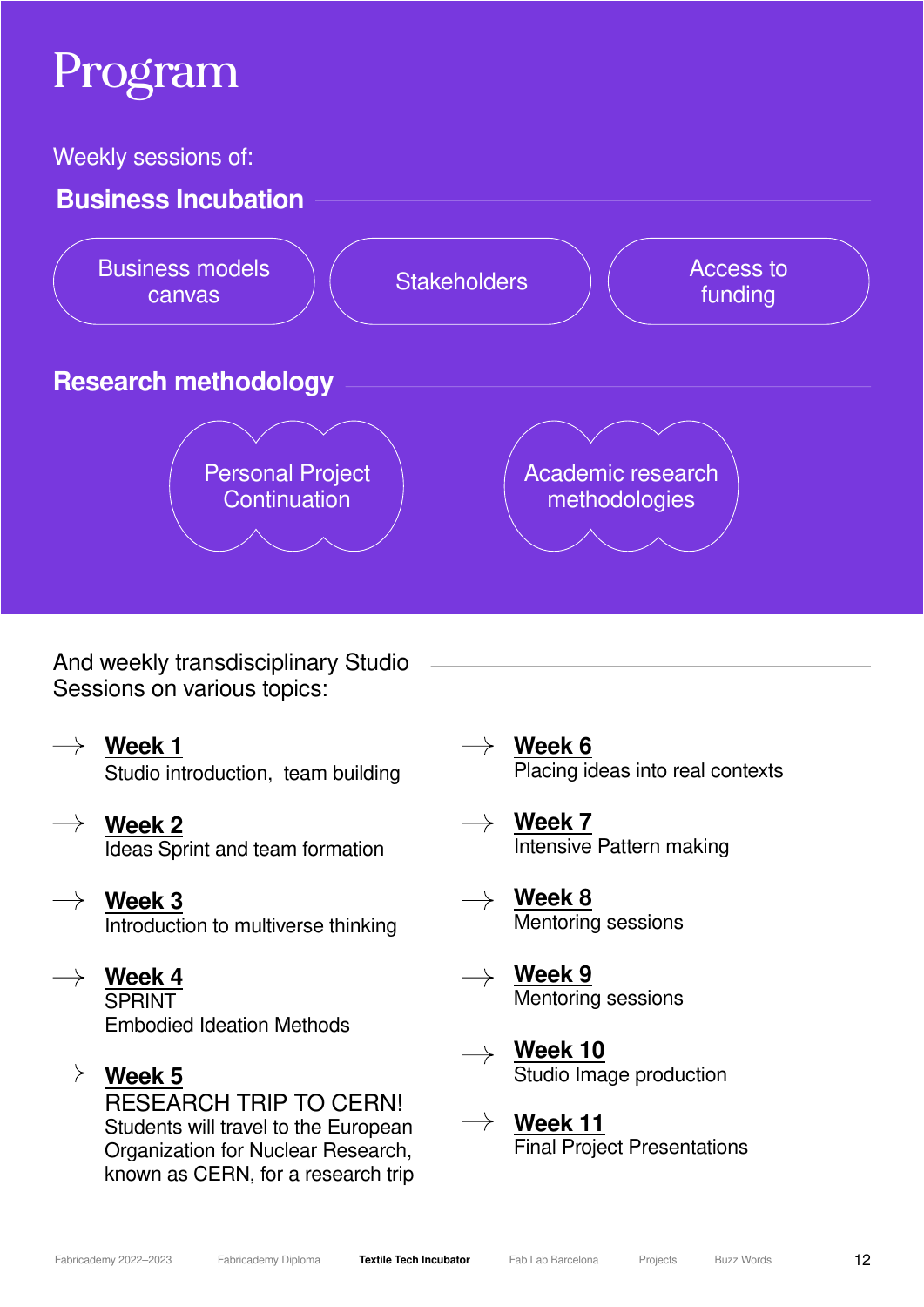# Program

Weekly sessions of:

## Business Incubation

- Business models canvas
- Stakeholders
- Access to funding

## Research methodology

- Personal Project Continuation
- Academic research methodologies

And weekly transdisciplinary Studio Sessions on various topics:

→ **Week 1**
Studio introduction, team building

→ **Week 2**
Ideas Sprint and team formation

→ **Week 3**
Introduction to multiverse thinking

→ **Week 4**
SPRINT
Embodied Ideation Methods

→ **Week 5**
RESEARCH TRIP TO CERN!
Students will travel to the European Organization for Nuclear Research, known as CERN, for a research trip

→ **Week 6**
Placing ideas into real contexts

→ **Week 7**
Intensive Pattern making

→ **Week 8**
Mentoring sessions

→ **Week 9**
Mentoring sessions

→ **Week 10**
Studio Image production

→ **Week 11**
Final Project Presentations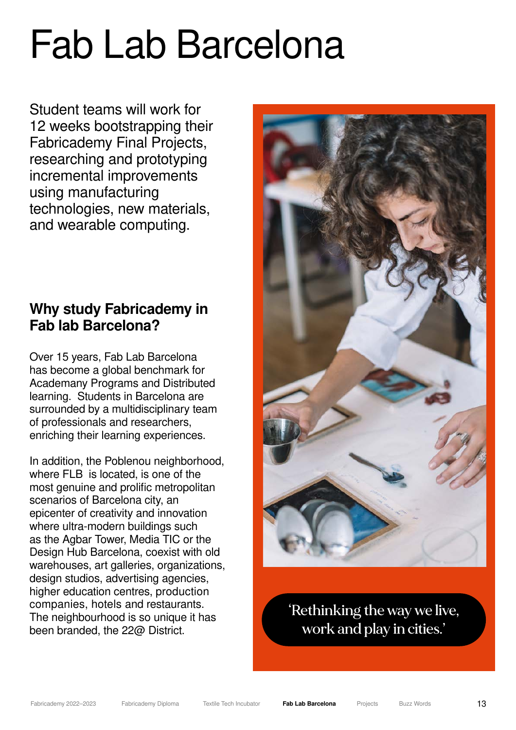# Fab Lab Barcelona

Student teams will work for 12 weeks bootstrapping their Fabricademy Final Projects, researching and prototyping incremental improvements using manufacturing technologies, new materials, and wearable computing.

## Why study Fabricademy in Fab lab Barcelona?

Over 15 years, Fab Lab Barcelona has become a global benchmark for Academany Programs and Distributed learning. Students in Barcelona are surrounded by a multidisciplinary team of professionals and researchers, enriching their learning experiences.

In addition, the Poblenou neighborhood, where FLB is located, is one of the most genuine and prolific metropolitan scenarios of Barcelona city, an epicenter of creativity and innovation where ultra-modern buildings such as the Agbar Tower, Media TIC or the Design Hub Barcelona, coexist with old warehouses, art galleries, organizations, design studios, advertising agencies, higher education centres, production companies, hotels and restaurants. The neighbourhood is so unique it has been branded, the 22@ District.

'Rethinking the way we live, work and play in cities.'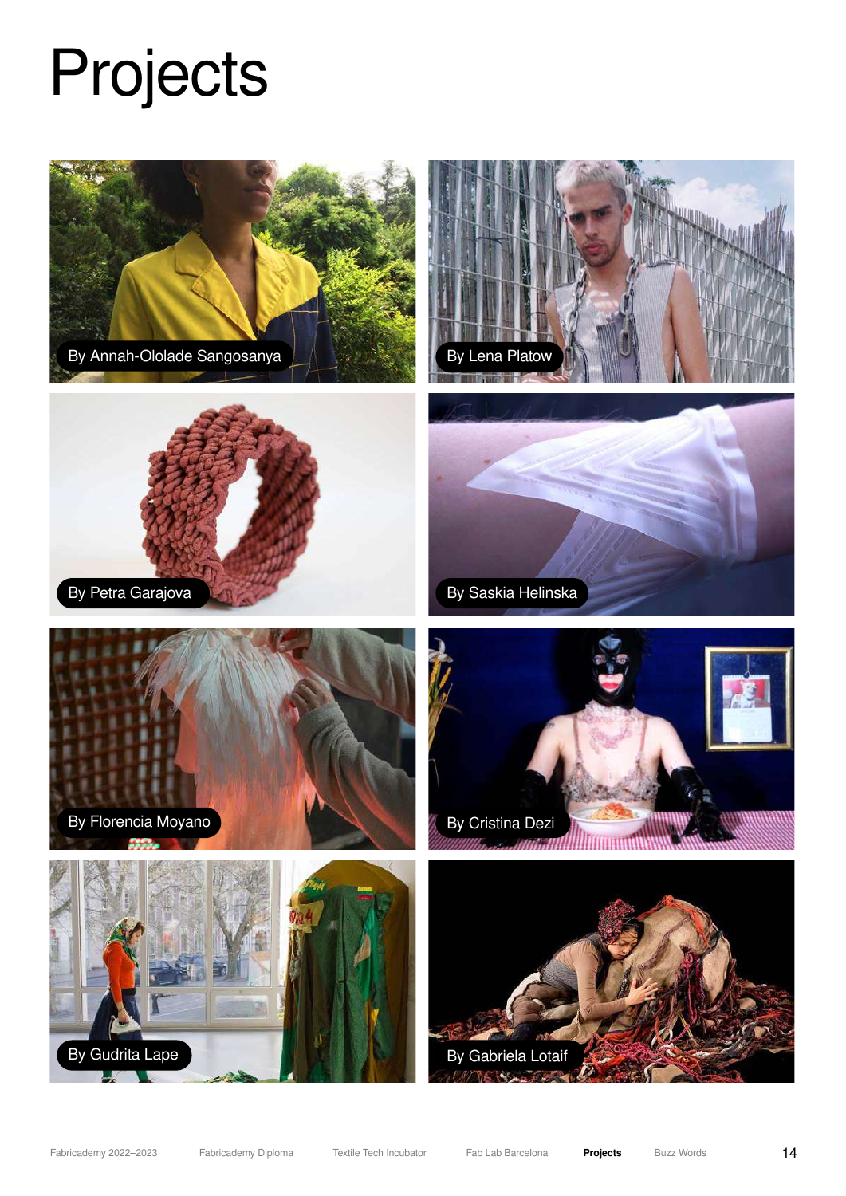# Projects

By Annah-Ololade Sangosanya

By Lena Platow

By Petra Garajova

By Saskia Helinska

By Florencia Moyano

By Cristina Dezi

By Gudrita Lape

By Gabriela Lotaif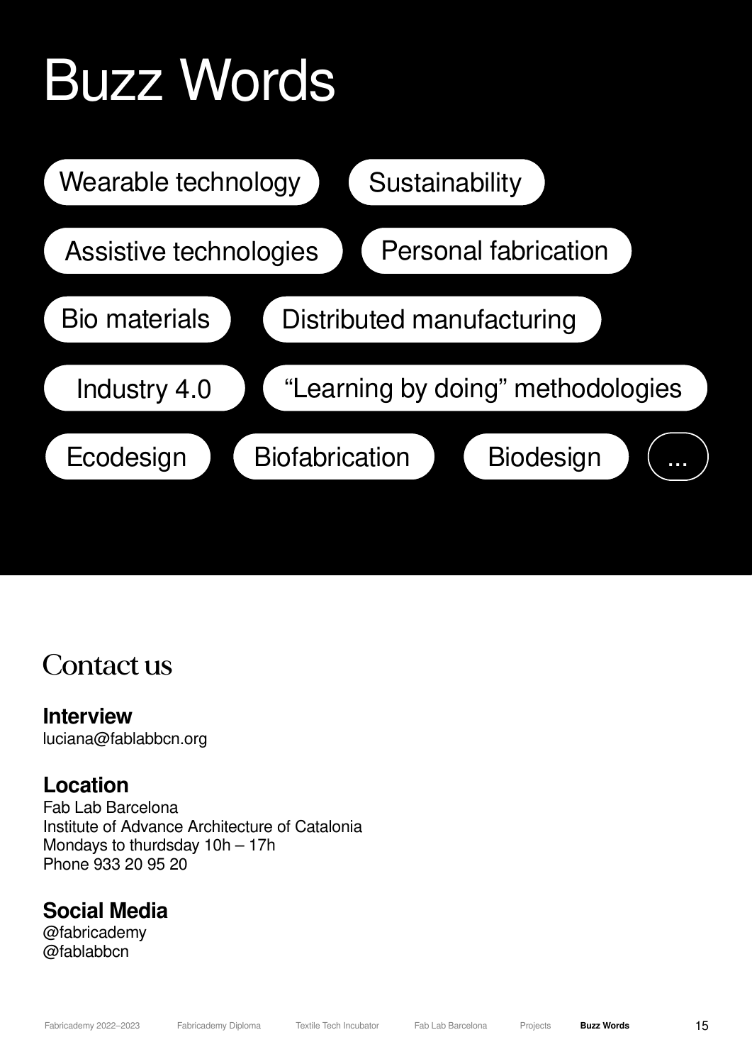# Buzz Words

- Wearable technology
- Sustainability
- Assistive technologies
- Personal fabrication
- Bio materials
- Distributed manufacturing
- Industry 4.0
- "Learning by doing" methodologies
- Ecodesign
- Biofabrication
- Biodesign
- ...

## Contact us

**Interview**
luciana@fablabbcn.org

**Location**
Fab Lab Barcelona
Institute of Advance Architecture of Catalonia
Mondays to thurdsday 10h – 17h
Phone 933 20 95 20

**Social Media**
@fabricademy
@fablabbcn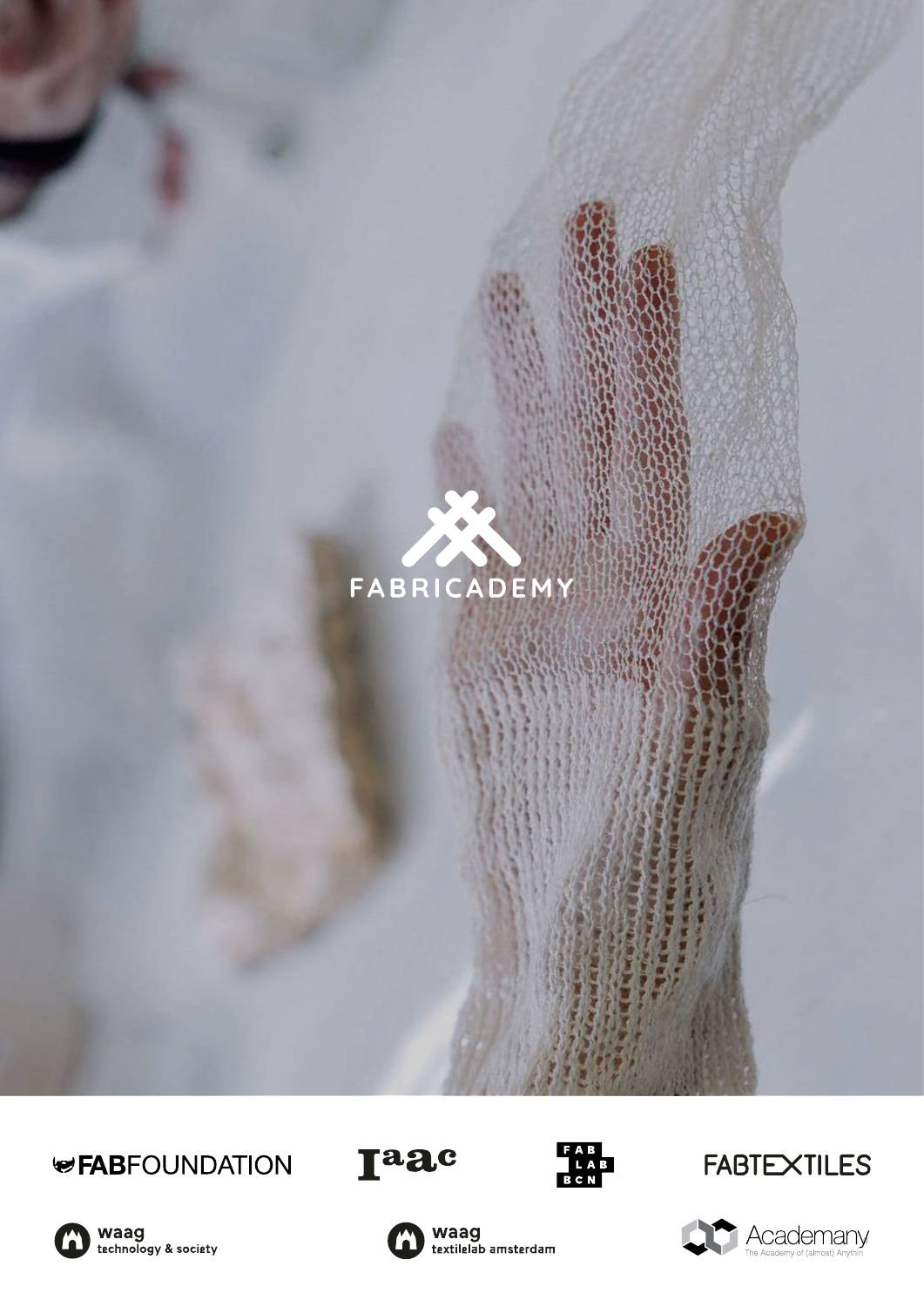FABRICADEMY

FABFOUNDATION

Iaac

FAB LAB BCN

FABTEXTILES

waag technology & society

waag textilelab amsterdam

Academany
The Academy of (almost) Anythin